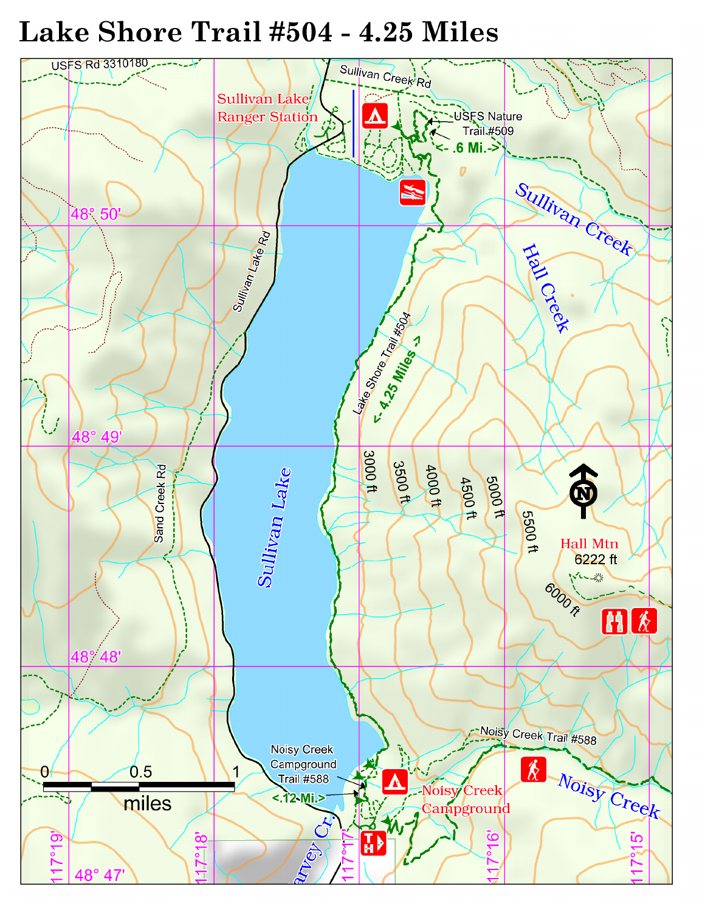# Lake Shore Trail #504 - 4.25 Miles

USFS Rd 3310180

Sullivan Creek Rd

Sullivan Lake Ranger Station

USFS Nature Trail #509

<- .6 Mi.->

Sullivan Creek

Hall Creek

48° 50'

Sullivan Lake Rd

Lake Shore Trail #504

<- 4.25 Miles ->

48° 49'

Sand Creek Rd

Sullivan Lake

3000 ft

3500 ft

4000 ft

4500 ft

5000 ft

5500 ft

Hall Mtn

6222 ft

6000 ft

48° 48'

Noisy Creek Trail #588

Noisy Creek Campground Trail #588

<.12 Mi.>

Noisy Creek Campground

Noisy Creek

Harvey Cr.

0 0.5 1

miles

117°19'

117°18'

117°17'

117°16'

117°15'

48° 47'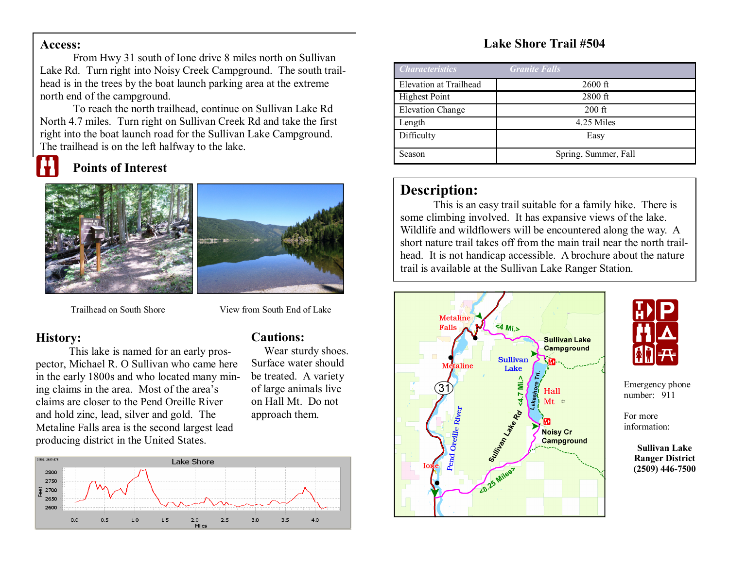## Access:

From Hwy 31 south of Ione drive 8 miles north on Sullivan Lake Rd. Turn right into Noisy Creek Campground. The south trailhead is in the trees by the boat launch parking area at the extreme north end of the campground.

To reach the north trailhead, continue on Sullivan Lake Rd North 4.7 miles. Turn right on Sullivan Creek Rd and take the first right into the boat launch road for the Sullivan Lake Campground. The trailhead is on the left halfway to the lake.

## Points of Interest

Trailhead on South Shore

View from South End of Lake

## History:

This lake is named for an early prospector, Michael R. O Sullivan who came here in the early 1800s and who located many mining claims in the area. Most of the area's claims are closer to the Pend Oreille River and hold zinc, lead, silver and gold. The Metaline Falls area is the second largest lead producing district in the United States.

## Cautions:

Wear sturdy shoes. Surface water should be treated. A variety of large animals live on Hall Mt. Do not approach them.

Lake Shore

Feet

2800
2750
2700
2650
2600

0.0 0.5 1.0 1.5 2.0 2.5 3.0 3.5 4.0

Miles

# Lake Shore Trail #504

| *Characteristics* | *Granite Falls* |
|---|---|
| Elevation at Trailhead | 2600 ft |
| Highest Point | 2800 ft |
| Elevation Change | 200 ft |
| Length | 4.25 Miles |
| Difficulty | Easy |
| Season | Spring, Summer, Fall |

## Description:

This is an easy trail suitable for a family hike. There is some climbing involved. It has expansive views of the lake. Wildlife and wildflowers will be encountered along the way. A short nature trail takes off from the main trail near the north trailhead. It is not handicap accessible. A brochure about the nature trail is available at the Sullivan Lake Ranger Station.

Metaline Falls

<4 Mi.>

Sullivan Lake Campground

Sullivan Lake

Metaline

31

<4.7 Mi.>

Lakeshore Trl.

Hall Mt

Pend Oreille River

Sullivan Lake Rd

Noisy Cr Campground

Ione

<8.25 Miles>

Emergency phone number: 911

For more information:

**Sullivan Lake Ranger District (2509) 446-7500**